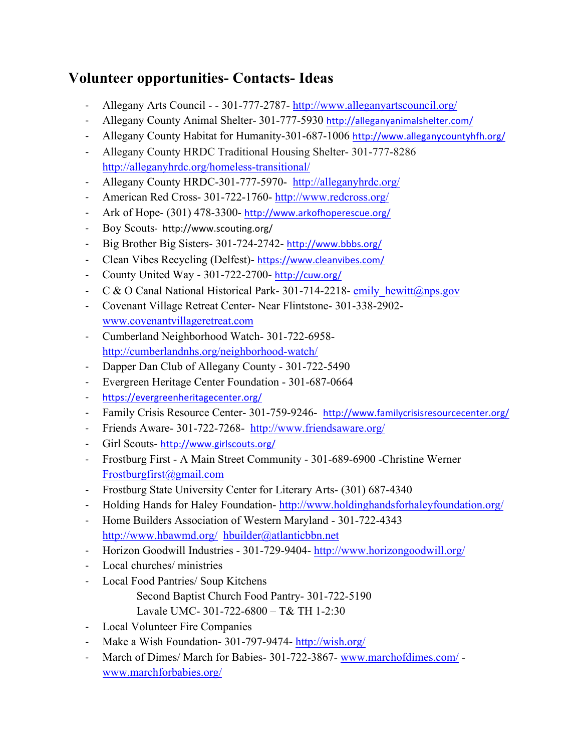## Volunteer opportunities- Contacts- Ideas

- Allegany Arts Council - - 301-777-2787- http://www.alleganyartscouncil.org/
- Allegany County Animal Shelter- 301-777-5930 http://alleganyanimalshelter.com/
- Allegany County Habitat for Humanity-301-687-1006 http://www.alleganycountyhfh.org/
- Allegany County HRDC Traditional Housing Shelter- 301-777-8286 http://alleganyhrdc.org/homeless-transitional/
- Allegany County HRDC-301-777-5970- http://alleganyhrdc.org/
- American Red Cross- 301-722-1760- http://www.redcross.org/
- Ark of Hope- (301) 478-3300- http://www.arkofhoperescue.org/
- Boy Scouts- http://www.scouting.org/
- Big Brother Big Sisters- 301-724-2742- http://www.bbbs.org/
- Clean Vibes Recycling (Delfest)- https://www.cleanvibes.com/
- County United Way - 301-722-2700- http://cuw.org/
- C & O Canal National Historical Park- 301-714-2218- emily_hewitt@nps.gov
- Covenant Village Retreat Center- Near Flintstone- 301-338-2902- www.covenantvillageretreat.com
- Cumberland Neighborhood Watch- 301-722-6958- http://cumberlandnhs.org/neighborhood-watch/
- Dapper Dan Club of Allegany County - 301-722-5490
- Evergreen Heritage Center Foundation - 301-687-0664
- https://evergreenheritagecenter.org/
- Family Crisis Resource Center- 301-759-9246- http://www.familycrisisresourcecenter.org/
- Friends Aware- 301-722-7268- http://www.friendsaware.org/
- Girl Scouts- http://www.girlscouts.org/
- Frostburg First - A Main Street Community - 301-689-6900 -Christine Werner Frostburgfirst@gmail.com
- Frostburg State University Center for Literary Arts- (301) 687-4340
- Holding Hands for Haley Foundation- http://www.holdinghandsforhaleyfoundation.org/
- Home Builders Association of Western Maryland - 301-722-4343 http://www.hbawmd.org/ hbuilder@atlanticbbn.net
- Horizon Goodwill Industries - 301-729-9404- http://www.horizongoodwill.org/
- Local churches/ ministries
- Local Food Pantries/ Soup Kitchens
    - Second Baptist Church Food Pantry- 301-722-5190
    - Lavale UMC- 301-722-6800 – T& TH 1-2:30
- Local Volunteer Fire Companies
- Make a Wish Foundation- 301-797-9474- http://wish.org/
- March of Dimes/ March for Babies- 301-722-3867- www.marchofdimes.com/ - www.marchforbabies.org/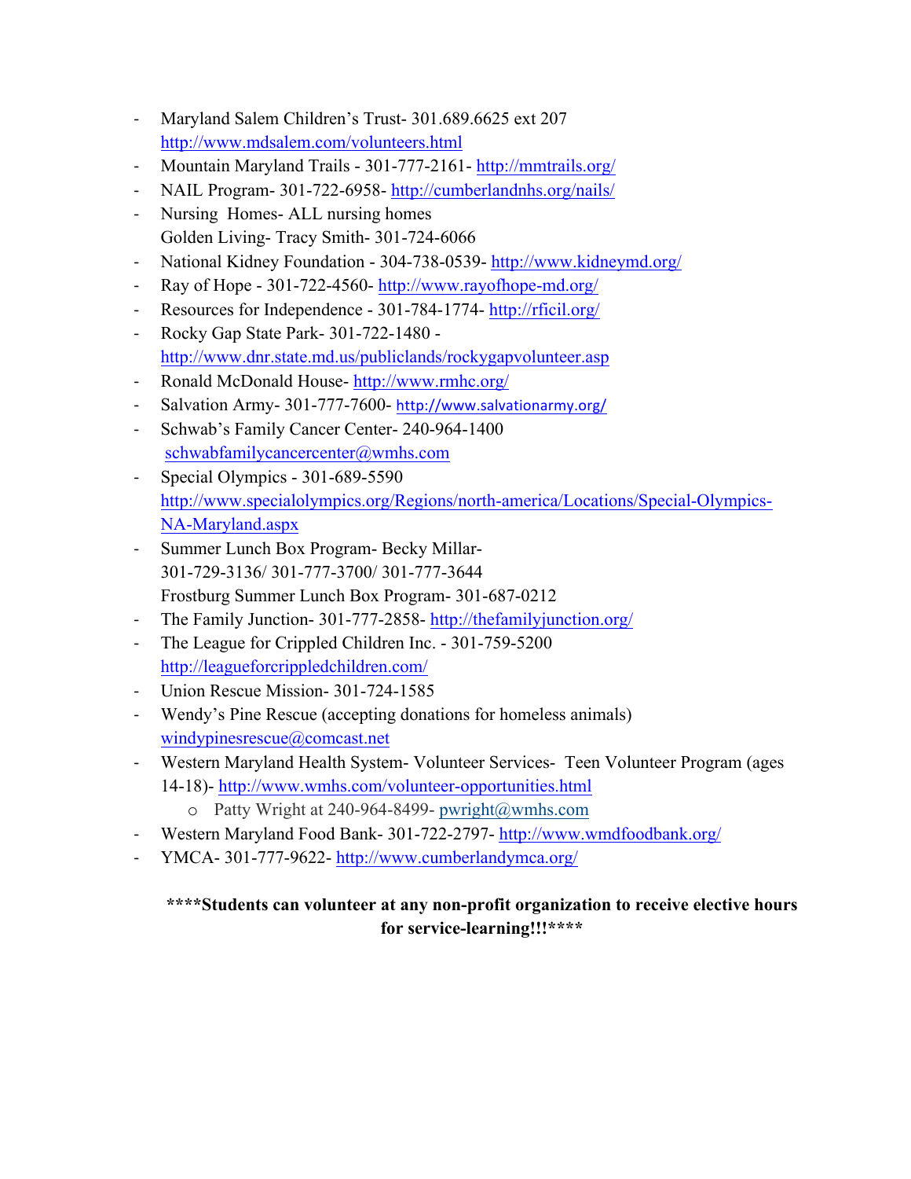- Maryland Salem Children's Trust- 301.689.6625 ext 207
  http://www.mdsalem.com/volunteers.html
- Mountain Maryland Trails - 301-777-2161- http://mmtrails.org/
- NAIL Program- 301-722-6958- http://cumberlandnhs.org/nails/
- Nursing Homes- ALL nursing homes
  Golden Living- Tracy Smith- 301-724-6066
- National Kidney Foundation - 304-738-0539- http://www.kidneymd.org/
- Ray of Hope - 301-722-4560- http://www.rayofhope-md.org/
- Resources for Independence - 301-784-1774- http://rficil.org/
- Rocky Gap State Park- 301-722-1480 -
  http://www.dnr.state.md.us/publiclands/rockygapvolunteer.asp
- Ronald McDonald House- http://www.rmhc.org/
- Salvation Army- 301-777-7600- http://www.salvationarmy.org/
- Schwab's Family Cancer Center- 240-964-1400
  schwabfamilycancercenter@wmhs.com
- Special Olympics - 301-689-5590
  http://www.specialolympics.org/Regions/north-america/Locations/Special-Olympics-NA-Maryland.aspx
- Summer Lunch Box Program- Becky Millar-
  301-729-3136/ 301-777-3700/ 301-777-3644
  Frostburg Summer Lunch Box Program- 301-687-0212
- The Family Junction- 301-777-2858- http://thefamilyjunction.org/
- The League for Crippled Children Inc. - 301-759-5200
  http://leagueforcrippledchildren.com/
- Union Rescue Mission- 301-724-1585
- Wendy's Pine Rescue (accepting donations for homeless animals)
  windypinesrescue@comcast.net
- Western Maryland Health System- Volunteer Services- Teen Volunteer Program (ages 14-18)- http://www.wmhs.com/volunteer-opportunities.html
  - Patty Wright at 240-964-8499- pwright@wmhs.com
- Western Maryland Food Bank- 301-722-2797- http://www.wmdfoodbank.org/
- YMCA- 301-777-9622- http://www.cumberlandymca.org/

**\*\*\*\*Students can volunteer at any non-profit organization to receive elective hours for service-learning!!!\*\*\*\***